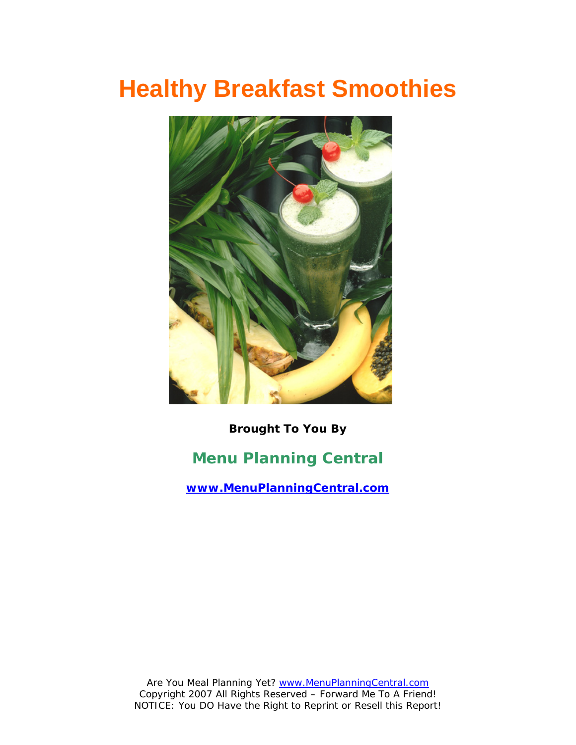# Healthy Breakfast Smoothies

**Brought To You By**

## Menu Planning Central

**www.MenuPlanningCentral.com**

Are You Meal Planning Yet? www.MenuPlanningCentral.com
Copyright 2007 All Rights Reserved – Forward Me To A Friend!
NOTICE: You DO Have the Right to Reprint or Resell this Report!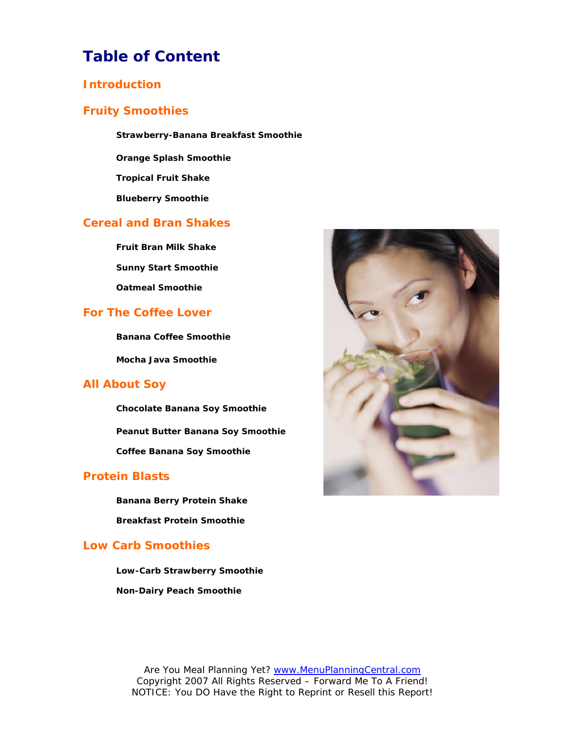# Table of Content

## Introduction

## Fruity Smoothies

**Strawberry-Banana Breakfast Smoothie**

**Orange Splash Smoothie**

**Tropical Fruit Shake**

**Blueberry Smoothie**

## Cereal and Bran Shakes

**Fruit Bran Milk Shake**

**Sunny Start Smoothie**

**Oatmeal Smoothie**

## For The Coffee Lover

**Banana Coffee Smoothie**

**Mocha Java Smoothie**

## All About Soy

**Chocolate Banana Soy Smoothie**

**Peanut Butter Banana Soy Smoothie**

**Coffee Banana Soy Smoothie**

## Protein Blasts

**Banana Berry Protein Shake**

**Breakfast Protein Smoothie**

## Low Carb Smoothies

**Low-Carb Strawberry Smoothie**

**Non-Dairy Peach Smoothie**

Are You Meal Planning Yet? www.MenuPlanningCentral.com
Copyright 2007 All Rights Reserved – Forward Me To A Friend!
NOTICE: You DO Have the Right to Reprint or Resell this Report!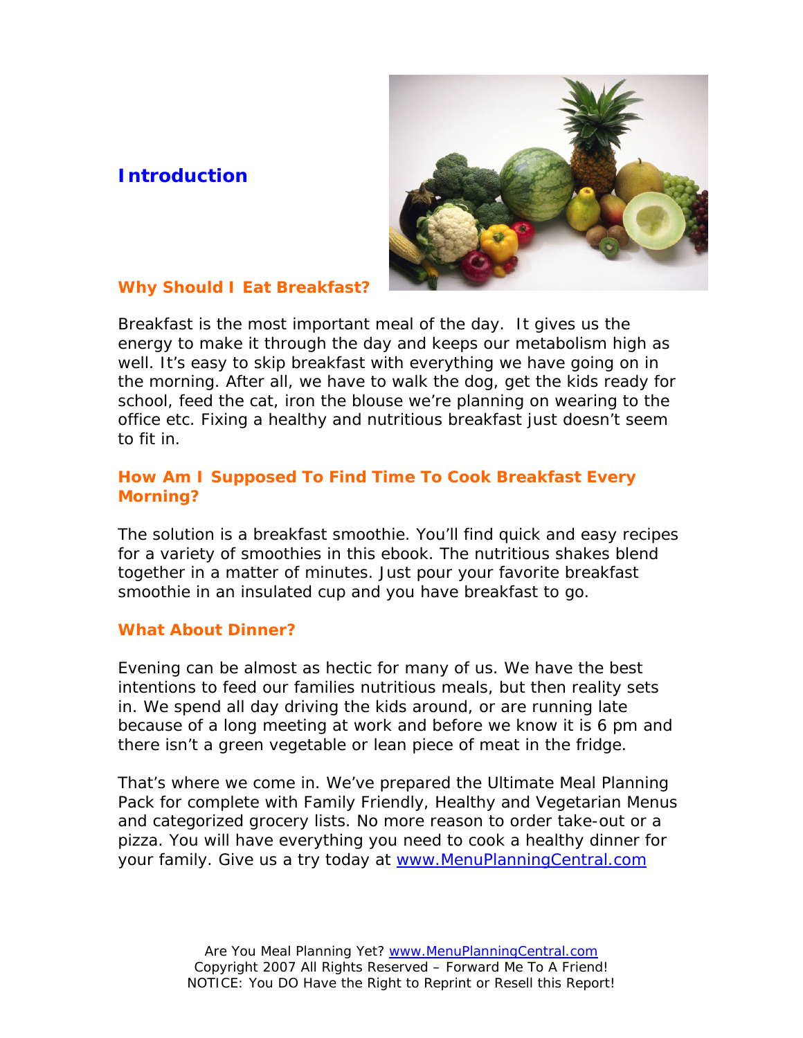# Introduction

## Why Should I Eat Breakfast?

Breakfast is the most important meal of the day. It gives us the energy to make it through the day and keeps our metabolism high as well. It's easy to skip breakfast with everything we have going on in the morning. After all, we have to walk the dog, get the kids ready for school, feed the cat, iron the blouse we're planning on wearing to the office etc. Fixing a healthy and nutritious breakfast just doesn't seem to fit in.

## How Am I Supposed To Find Time To Cook Breakfast Every Morning?

The solution is a breakfast smoothie. You'll find quick and easy recipes for a variety of smoothies in this ebook. The nutritious shakes blend together in a matter of minutes. Just pour your favorite breakfast smoothie in an insulated cup and you have breakfast to go.

## What About Dinner?

Evening can be almost as hectic for many of us. We have the best intentions to feed our families nutritious meals, but then reality sets in. We spend all day driving the kids around, or are running late because of a long meeting at work and before we know it is 6 pm and there isn't a green vegetable or lean piece of meat in the fridge.

That's where we come in. We've prepared the Ultimate Meal Planning Pack for complete with Family Friendly, Healthy and Vegetarian Menus and categorized grocery lists. No more reason to order take-out or a pizza. You will have everything you need to cook a healthy dinner for your family. Give us a try today at www.MenuPlanningCentral.com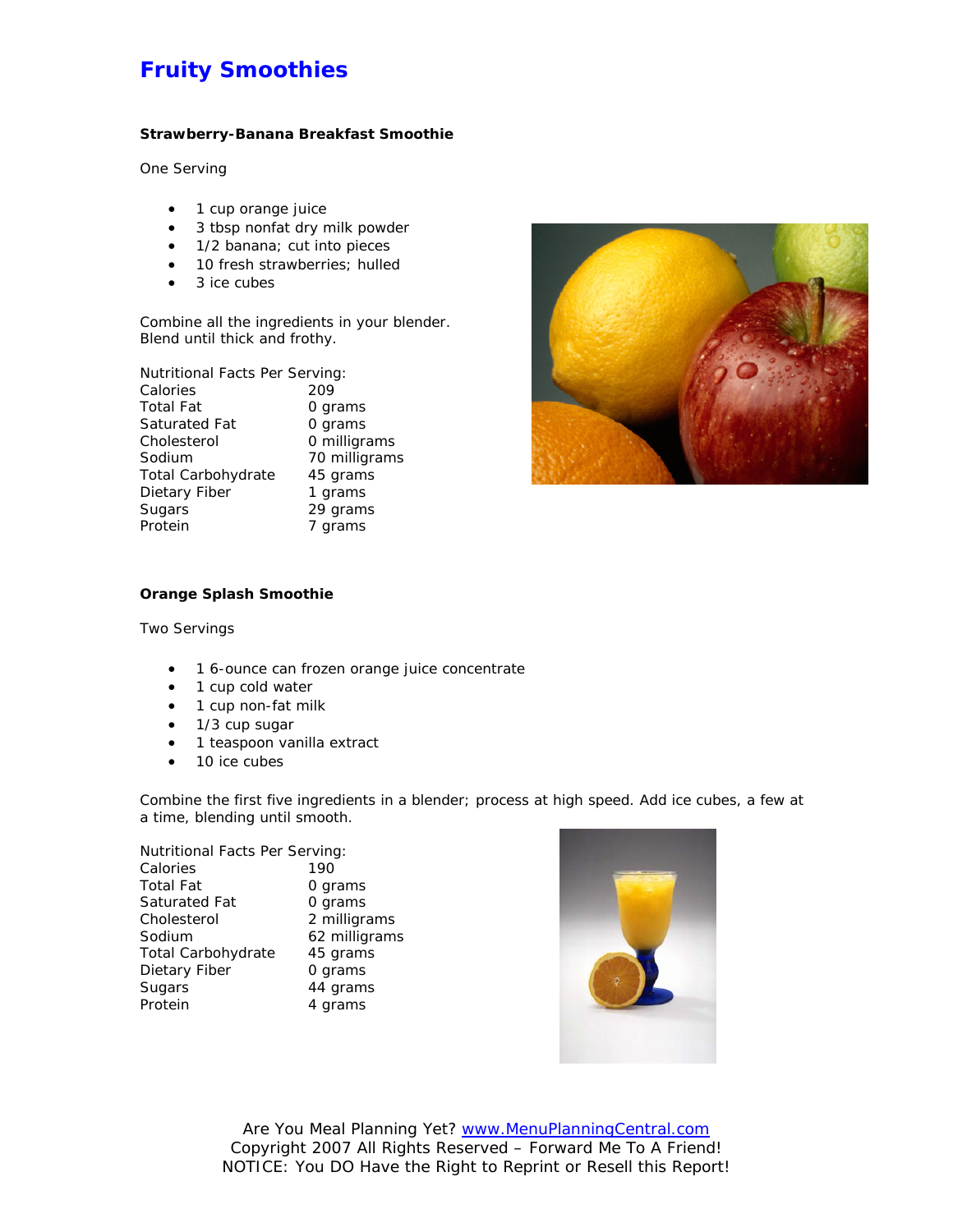# Fruity Smoothies

**Strawberry-Banana Breakfast Smoothie**

One Serving

- 1 cup orange juice
- 3 tbsp nonfat dry milk powder
- 1/2 banana; cut into pieces
- 10 fresh strawberries; hulled
- 3 ice cubes

Combine all the ingredients in your blender.
Blend until thick and frothy.

Nutritional Facts Per Serving:

| | |
|---|---|
| Calories | 209 |
| Total Fat | 0 grams |
| Saturated Fat | 0 grams |
| Cholesterol | 0 milligrams |
| Sodium | 70 milligrams |
| Total Carbohydrate | 45 grams |
| Dietary Fiber | 1 grams |
| Sugars | 29 grams |
| Protein | 7 grams |

**Orange Splash Smoothie**

Two Servings

- 1 6-ounce can frozen orange juice concentrate
- 1 cup cold water
- 1 cup non-fat milk
- 1/3 cup sugar
- 1 teaspoon vanilla extract
- 10 ice cubes

Combine the first five ingredients in a blender; process at high speed. Add ice cubes, a few at a time, blending until smooth.

Nutritional Facts Per Serving:

| | |
|---|---|
| Calories | 190 |
| Total Fat | 0 grams |
| Saturated Fat | 0 grams |
| Cholesterol | 2 milligrams |
| Sodium | 62 milligrams |
| Total Carbohydrate | 45 grams |
| Dietary Fiber | 0 grams |
| Sugars | 44 grams |
| Protein | 4 grams |

Are You Meal Planning Yet? [www.MenuPlanningCentral.com](http://www.MenuPlanningCentral.com)
Copyright 2007 All Rights Reserved – Forward Me To A Friend!
NOTICE: You DO Have the Right to Reprint or Resell this Report!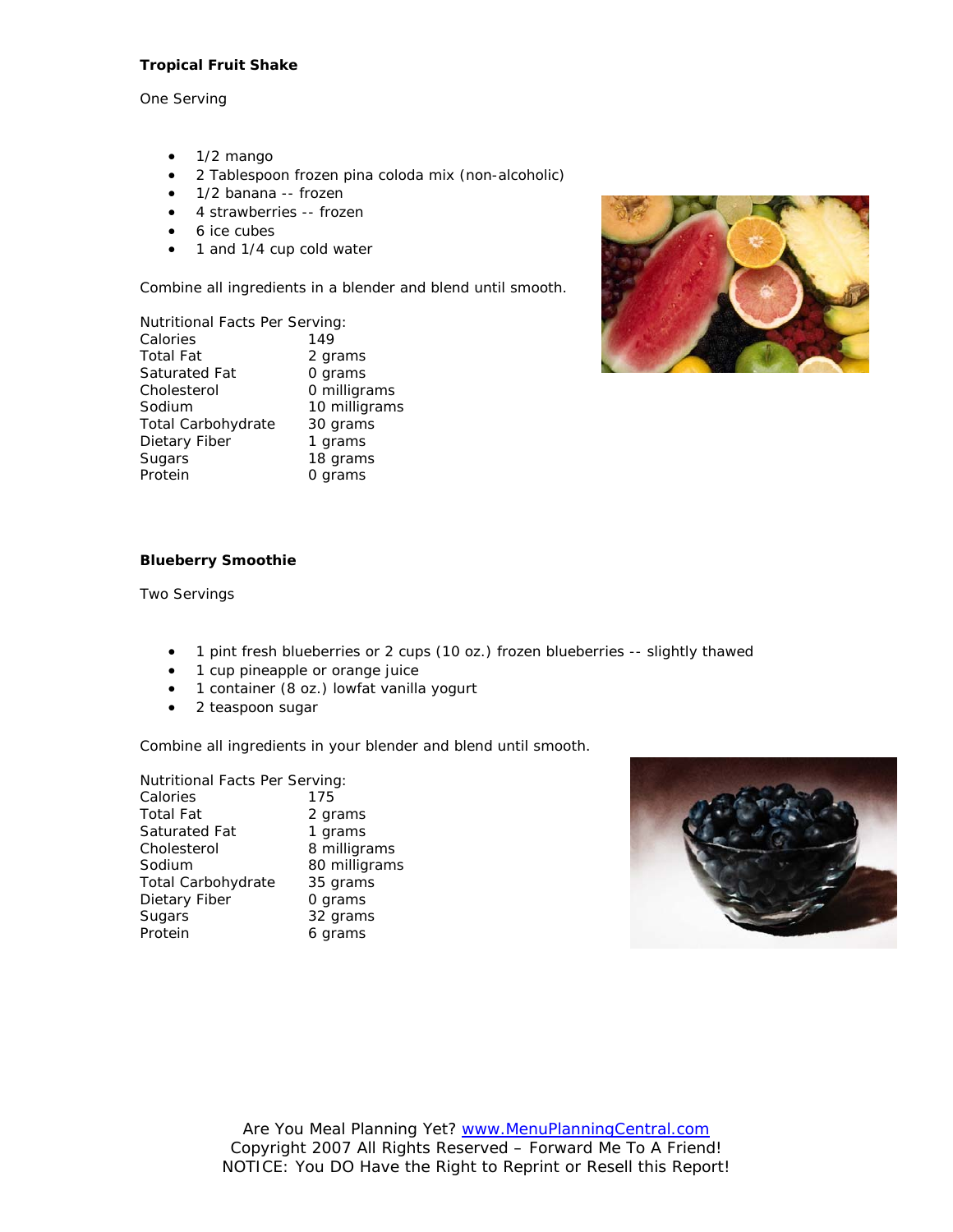**Tropical Fruit Shake**

One Serving

- 1/2 mango
- 2 Tablespoon frozen pina coloda mix (non-alcoholic)
- 1/2 banana -- frozen
- 4 strawberries -- frozen
- 6 ice cubes
- 1 and 1/4 cup cold water

Combine all ingredients in a blender and blend until smooth.

Nutritional Facts Per Serving:

| | |
|---|---|
| Calories | 149 |
| Total Fat | 2 grams |
| Saturated Fat | 0 grams |
| Cholesterol | 0 milligrams |
| Sodium | 10 milligrams |
| Total Carbohydrate | 30 grams |
| Dietary Fiber | 1 grams |
| Sugars | 18 grams |
| Protein | 0 grams |

**Blueberry Smoothie**

Two Servings

- 1 pint fresh blueberries or 2 cups (10 oz.) frozen blueberries -- slightly thawed
- 1 cup pineapple or orange juice
- 1 container (8 oz.) lowfat vanilla yogurt
- 2 teaspoon sugar

Combine all ingredients in your blender and blend until smooth.

Nutritional Facts Per Serving:

| | |
|---|---|
| Calories | 175 |
| Total Fat | 2 grams |
| Saturated Fat | 1 grams |
| Cholesterol | 8 milligrams |
| Sodium | 80 milligrams |
| Total Carbohydrate | 35 grams |
| Dietary Fiber | 0 grams |
| Sugars | 32 grams |
| Protein | 6 grams |

Are You Meal Planning Yet? www.MenuPlanningCentral.com
Copyright 2007 All Rights Reserved – Forward Me To A Friend!
NOTICE: You DO Have the Right to Reprint or Resell this Report!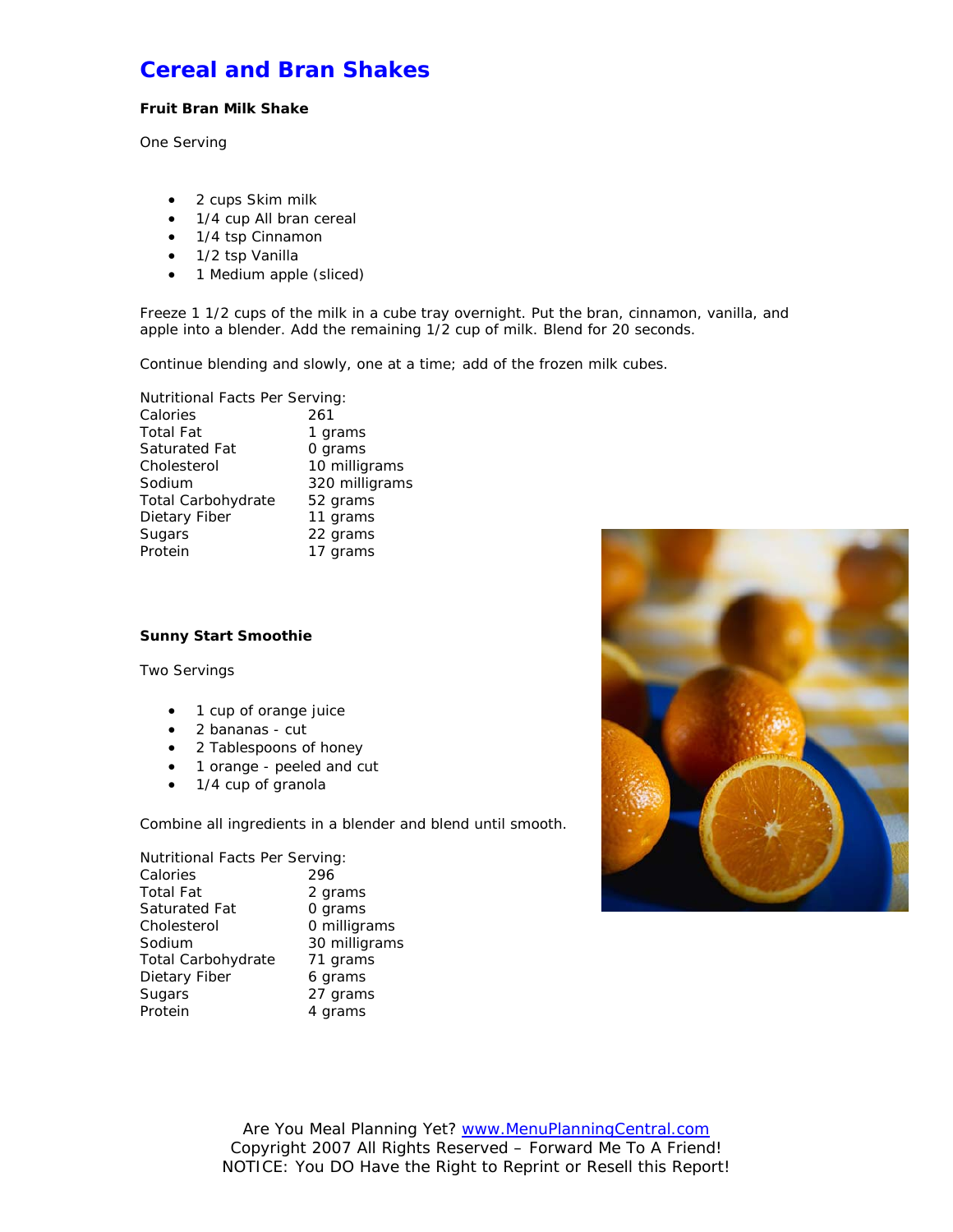# Cereal and Bran Shakes

**Fruit Bran Milk Shake**

One Serving

- 2 cups Skim milk
- 1/4 cup All bran cereal
- 1/4 tsp Cinnamon
- 1/2 tsp Vanilla
- 1 Medium apple (sliced)

Freeze 1 1/2 cups of the milk in a cube tray overnight. Put the bran, cinnamon, vanilla, and apple into a blender. Add the remaining 1/2 cup of milk. Blend for 20 seconds.

Continue blending and slowly, one at a time; add of the frozen milk cubes.

Nutritional Facts Per Serving:

| | |
|---|---|
| Calories | 261 |
| Total Fat | 1 grams |
| Saturated Fat | 0 grams |
| Cholesterol | 10 milligrams |
| Sodium | 320 milligrams |
| Total Carbohydrate | 52 grams |
| Dietary Fiber | 11 grams |
| Sugars | 22 grams |
| Protein | 17 grams |

**Sunny Start Smoothie**

Two Servings

- 1 cup of orange juice
- 2 bananas - cut
- 2 Tablespoons of honey
- 1 orange - peeled and cut
- 1/4 cup of granola

Combine all ingredients in a blender and blend until smooth.

Nutritional Facts Per Serving:

| | |
|---|---|
| Calories | 296 |
| Total Fat | 2 grams |
| Saturated Fat | 0 grams |
| Cholesterol | 0 milligrams |
| Sodium | 30 milligrams |
| Total Carbohydrate | 71 grams |
| Dietary Fiber | 6 grams |
| Sugars | 27 grams |
| Protein | 4 grams |

Are You Meal Planning Yet? www.MenuPlanningCentral.com
Copyright 2007 All Rights Reserved – Forward Me To A Friend!
NOTICE: You DO Have the Right to Reprint or Resell this Report!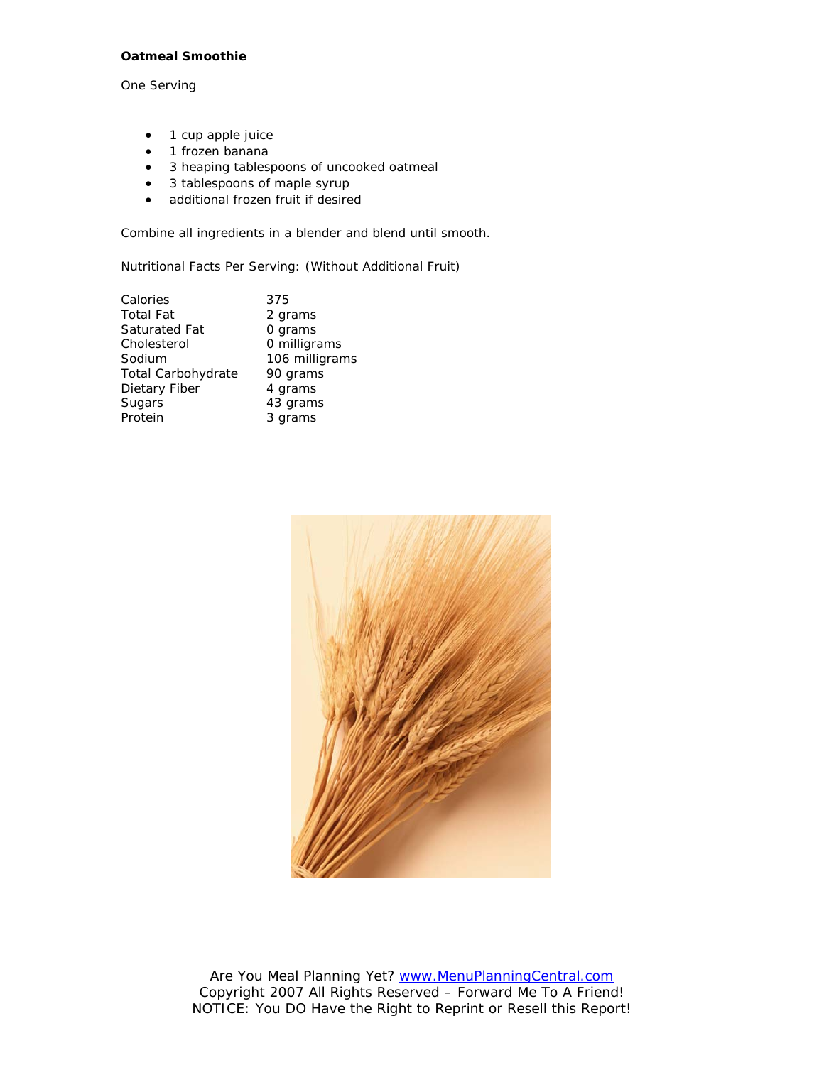**Oatmeal Smoothie**

One Serving

- 1 cup apple juice
- 1 frozen banana
- 3 heaping tablespoons of uncooked oatmeal
- 3 tablespoons of maple syrup
- additional frozen fruit if desired

Combine all ingredients in a blender and blend until smooth.

Nutritional Facts Per Serving: (Without Additional Fruit)

| | |
|---|---|
| Calories | 375 |
| Total Fat | 2 grams |
| Saturated Fat | 0 grams |
| Cholesterol | 0 milligrams |
| Sodium | 106 milligrams |
| Total Carbohydrate | 90 grams |
| Dietary Fiber | 4 grams |
| Sugars | 43 grams |
| Protein | 3 grams |

Are You Meal Planning Yet? www.MenuPlanningCentral.com
Copyright 2007 All Rights Reserved – Forward Me To A Friend!
NOTICE: You DO Have the Right to Reprint or Resell this Report!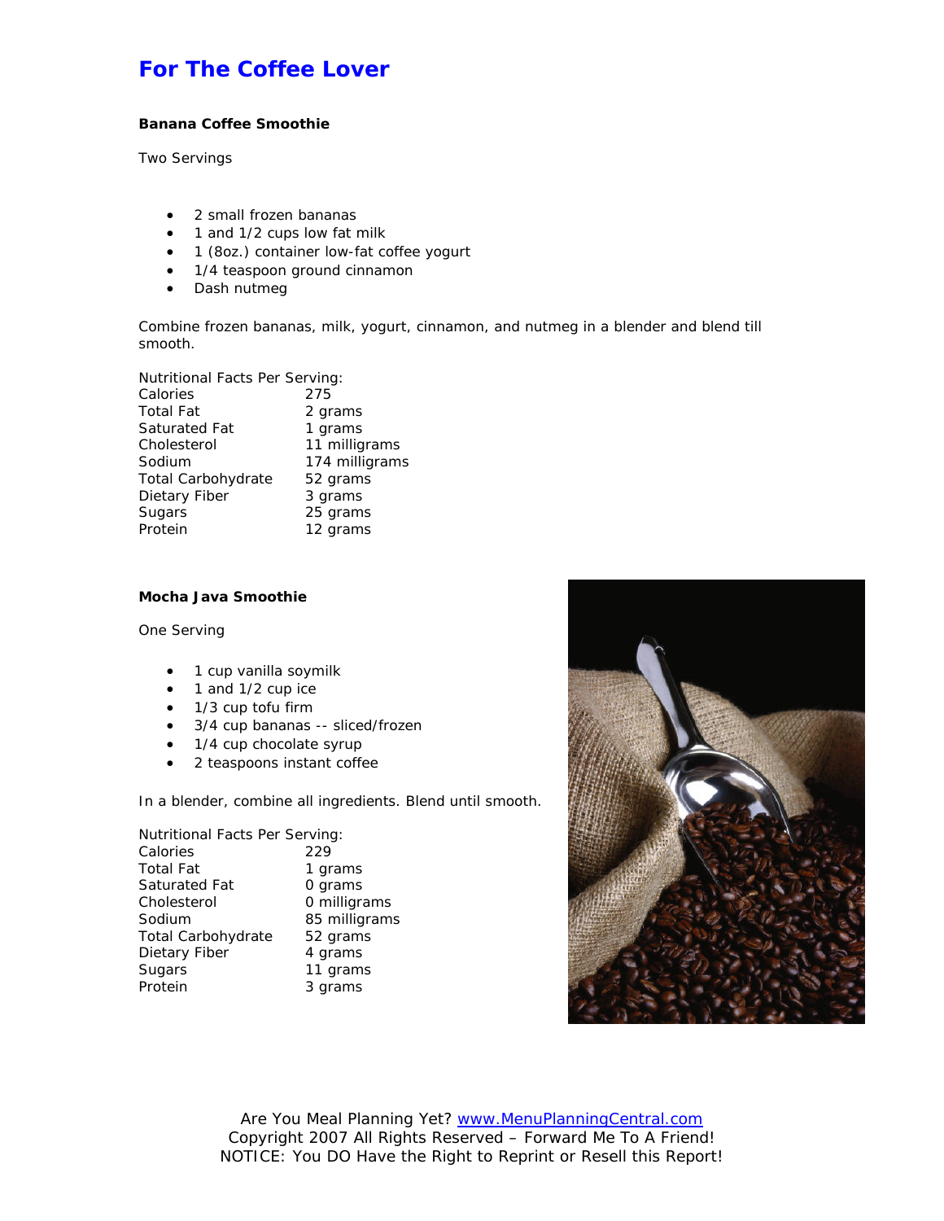# For The Coffee Lover

**Banana Coffee Smoothie**

Two Servings

- 2 small frozen bananas
- 1 and 1/2 cups low fat milk
- 1 (8oz.) container low-fat coffee yogurt
- 1/4 teaspoon ground cinnamon
- Dash nutmeg

Combine frozen bananas, milk, yogurt, cinnamon, and nutmeg in a blender and blend till smooth.

Nutritional Facts Per Serving:

| | |
|---|---|
| Calories | 275 |
| Total Fat | 2 grams |
| Saturated Fat | 1 grams |
| Cholesterol | 11 milligrams |
| Sodium | 174 milligrams |
| Total Carbohydrate | 52 grams |
| Dietary Fiber | 3 grams |
| Sugars | 25 grams |
| Protein | 12 grams |

**Mocha Java Smoothie**

One Serving

- 1 cup vanilla soymilk
- 1 and 1/2 cup ice
- 1/3 cup tofu firm
- 3/4 cup bananas -- sliced/frozen
- 1/4 cup chocolate syrup
- 2 teaspoons instant coffee

In a blender, combine all ingredients. Blend until smooth.

Nutritional Facts Per Serving:

| | |
|---|---|
| Calories | 229 |
| Total Fat | 1 grams |
| Saturated Fat | 0 grams |
| Cholesterol | 0 milligrams |
| Sodium | 85 milligrams |
| Total Carbohydrate | 52 grams |
| Dietary Fiber | 4 grams |
| Sugars | 11 grams |
| Protein | 3 grams |

Are You Meal Planning Yet? www.MenuPlanningCentral.com
Copyright 2007 All Rights Reserved – Forward Me To A Friend!
NOTICE: You DO Have the Right to Reprint or Resell this Report!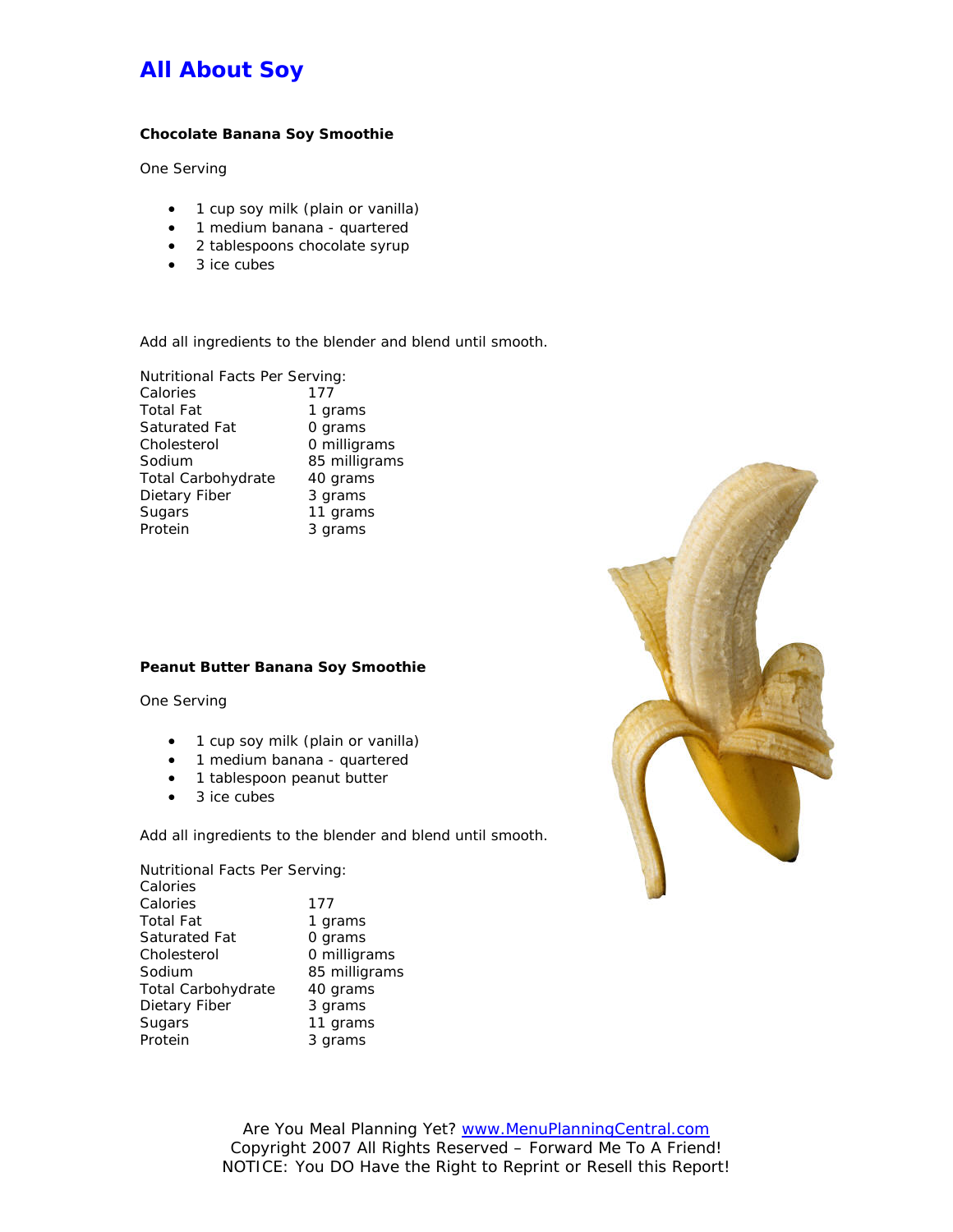# All About Soy

**Chocolate Banana Soy Smoothie**

One Serving

- 1 cup soy milk (plain or vanilla)
- 1 medium banana - quartered
- 2 tablespoons chocolate syrup
- 3 ice cubes

Add all ingredients to the blender and blend until smooth.

Nutritional Facts Per Serving:

| | |
|---|---|
| Calories | 177 |
| Total Fat | 1 grams |
| Saturated Fat | 0 grams |
| Cholesterol | 0 milligrams |
| Sodium | 85 milligrams |
| Total Carbohydrate | 40 grams |
| Dietary Fiber | 3 grams |
| Sugars | 11 grams |
| Protein | 3 grams |

**Peanut Butter Banana Soy Smoothie**

One Serving

- 1 cup soy milk (plain or vanilla)
- 1 medium banana - quartered
- 1 tablespoon peanut butter
- 3 ice cubes

Add all ingredients to the blender and blend until smooth.

Nutritional Facts Per Serving:
Calories

| | |
|---|---|
| Calories | 177 |
| Total Fat | 1 grams |
| Saturated Fat | 0 grams |
| Cholesterol | 0 milligrams |
| Sodium | 85 milligrams |
| Total Carbohydrate | 40 grams |
| Dietary Fiber | 3 grams |
| Sugars | 11 grams |
| Protein | 3 grams |

Are You Meal Planning Yet? [www.MenuPlanningCentral.com](http://www.MenuPlanningCentral.com)
Copyright 2007 All Rights Reserved – Forward Me To A Friend!
NOTICE: You DO Have the Right to Reprint or Resell this Report!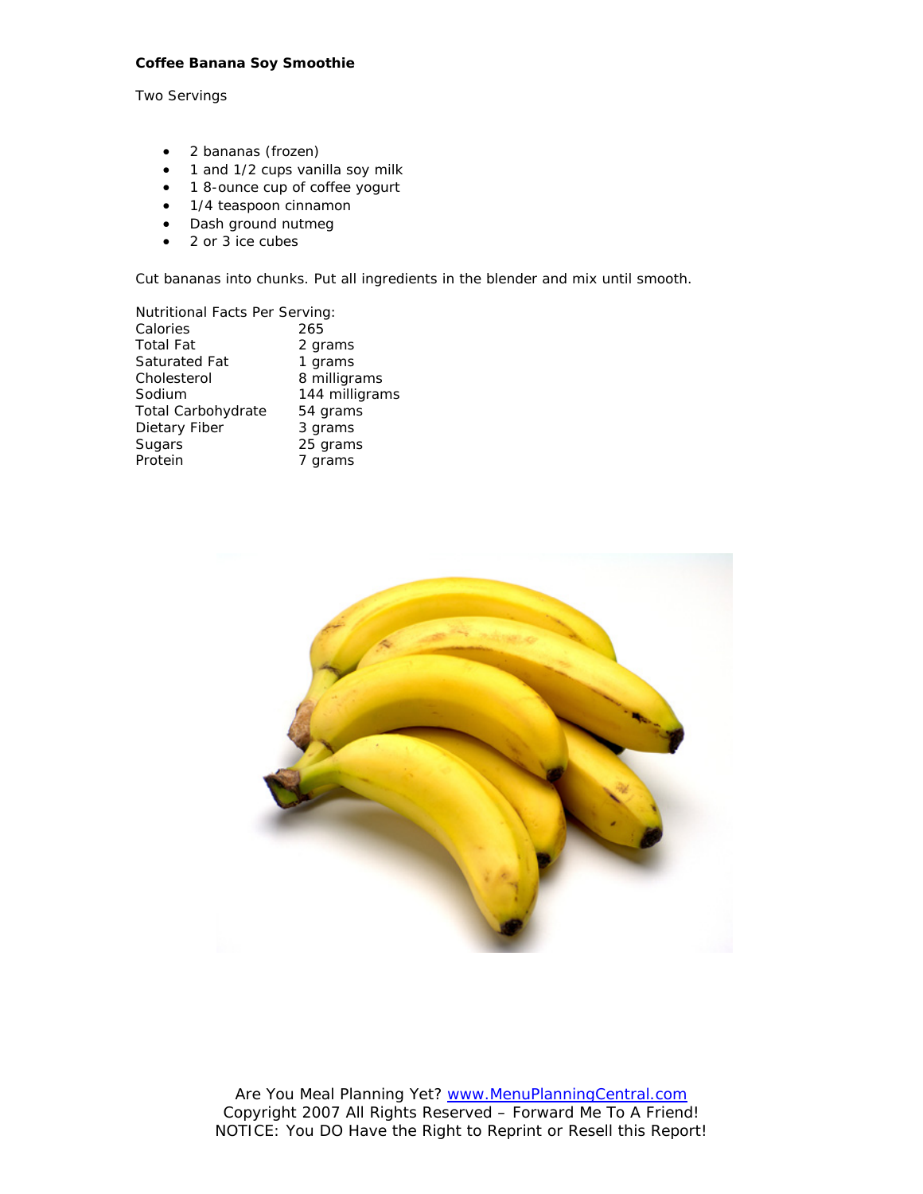## Coffee Banana Soy Smoothie

Two Servings

- 2 bananas (frozen)
- 1 and 1/2 cups vanilla soy milk
- 1 8-ounce cup of coffee yogurt
- 1/4 teaspoon cinnamon
- Dash ground nutmeg
- 2 or 3 ice cubes

Cut bananas into chunks. Put all ingredients in the blender and mix until smooth.

Nutritional Facts Per Serving:

| | |
|---|---|
| Calories | 265 |
| Total Fat | 2 grams |
| Saturated Fat | 1 grams |
| Cholesterol | 8 milligrams |
| Sodium | 144 milligrams |
| Total Carbohydrate | 54 grams |
| Dietary Fiber | 3 grams |
| Sugars | 25 grams |
| Protein | 7 grams |

Are You Meal Planning Yet? www.MenuPlanningCentral.com
Copyright 2007 All Rights Reserved – Forward Me To A Friend!
NOTICE: You DO Have the Right to Reprint or Resell this Report!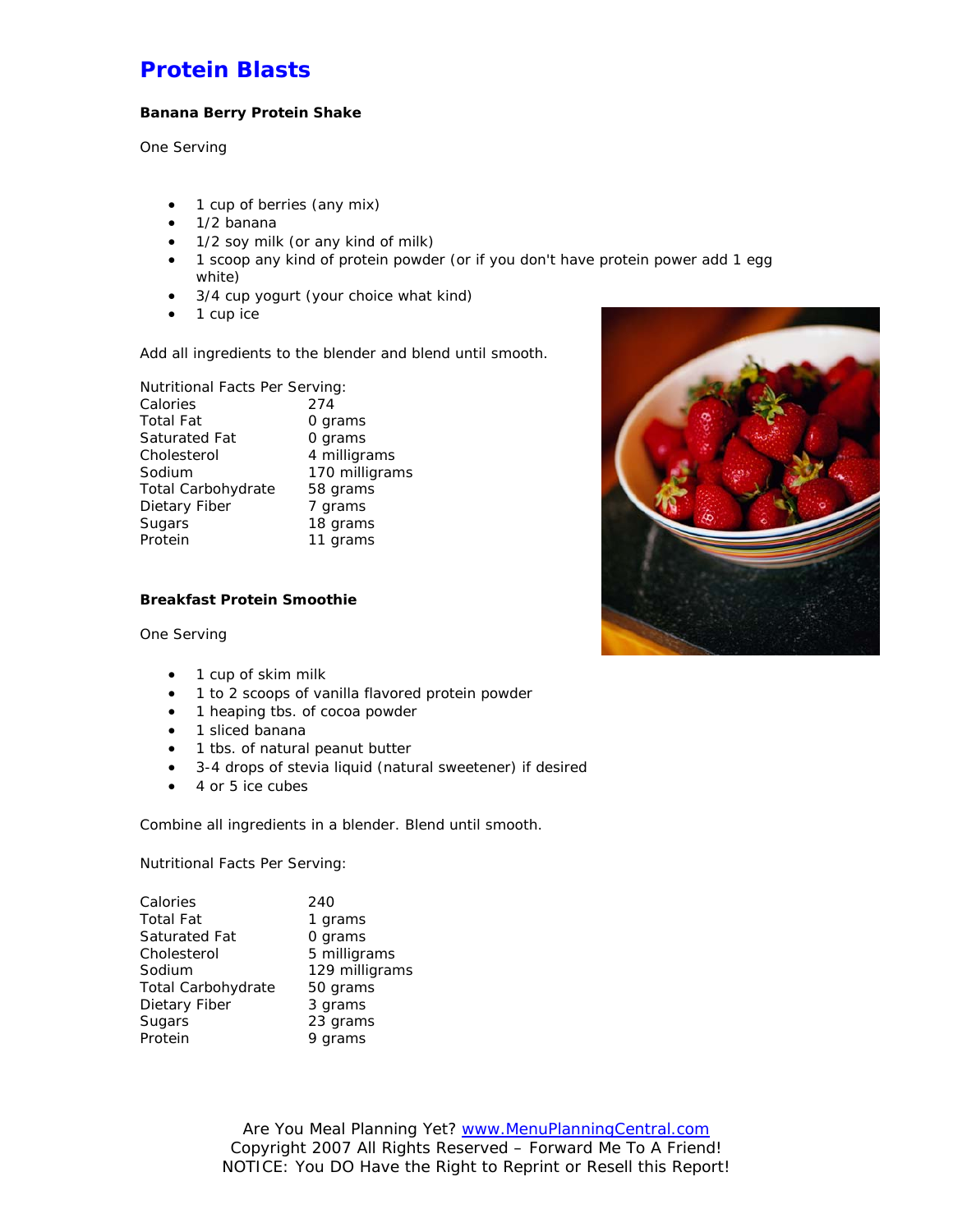# Protein Blasts

**Banana Berry Protein Shake**

One Serving

- 1 cup of berries (any mix)
- 1/2 banana
- 1/2 soy milk (or any kind of milk)
- 1 scoop any kind of protein powder (or if you don't have protein power add 1 egg white)
- 3/4 cup yogurt (your choice what kind)
- 1 cup ice

Add all ingredients to the blender and blend until smooth.

Nutritional Facts Per Serving:

| | |
|---|---|
| Calories | 274 |
| Total Fat | 0 grams |
| Saturated Fat | 0 grams |
| Cholesterol | 4 milligrams |
| Sodium | 170 milligrams |
| Total Carbohydrate | 58 grams |
| Dietary Fiber | 7 grams |
| Sugars | 18 grams |
| Protein | 11 grams |

**Breakfast Protein Smoothie**

One Serving

- 1 cup of skim milk
- 1 to 2 scoops of vanilla flavored protein powder
- 1 heaping tbs. of cocoa powder
- 1 sliced banana
- 1 tbs. of natural peanut butter
- 3-4 drops of stevia liquid (natural sweetener) if desired
- 4 or 5 ice cubes

Combine all ingredients in a blender. Blend until smooth.

Nutritional Facts Per Serving:

| | |
|---|---|
| Calories | 240 |
| Total Fat | 1 grams |
| Saturated Fat | 0 grams |
| Cholesterol | 5 milligrams |
| Sodium | 129 milligrams |
| Total Carbohydrate | 50 grams |
| Dietary Fiber | 3 grams |
| Sugars | 23 grams |
| Protein | 9 grams |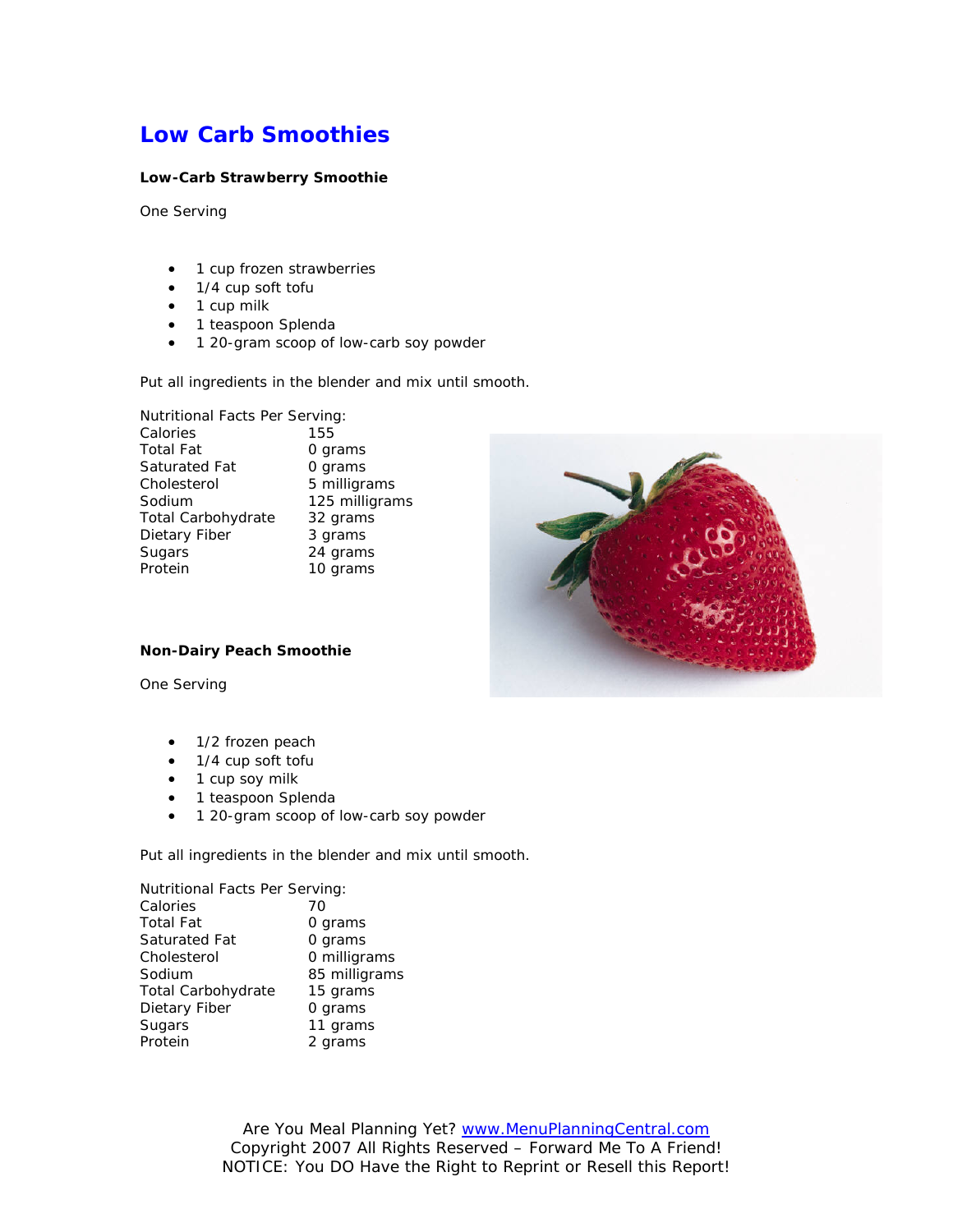# Low Carb Smoothies

**Low-Carb Strawberry Smoothie**

One Serving

- 1 cup frozen strawberries
- 1/4 cup soft tofu
- 1 cup milk
- 1 teaspoon Splenda
- 1 20-gram scoop of low-carb soy powder

Put all ingredients in the blender and mix until smooth.

Nutritional Facts Per Serving:

| | |
|---|---|
| Calories | 155 |
| Total Fat | 0 grams |
| Saturated Fat | 0 grams |
| Cholesterol | 5 milligrams |
| Sodium | 125 milligrams |
| Total Carbohydrate | 32 grams |
| Dietary Fiber | 3 grams |
| Sugars | 24 grams |
| Protein | 10 grams |

**Non-Dairy Peach Smoothie**

One Serving

- 1/2 frozen peach
- 1/4 cup soft tofu
- 1 cup soy milk
- 1 teaspoon Splenda
- 1 20-gram scoop of low-carb soy powder

Put all ingredients in the blender and mix until smooth.

Nutritional Facts Per Serving:

| | |
|---|---|
| Calories | 70 |
| Total Fat | 0 grams |
| Saturated Fat | 0 grams |
| Cholesterol | 0 milligrams |
| Sodium | 85 milligrams |
| Total Carbohydrate | 15 grams |
| Dietary Fiber | 0 grams |
| Sugars | 11 grams |
| Protein | 2 grams |

Are You Meal Planning Yet? www.MenuPlanningCentral.com
Copyright 2007 All Rights Reserved – Forward Me To A Friend!
NOTICE: You DO Have the Right to Reprint or Resell this Report!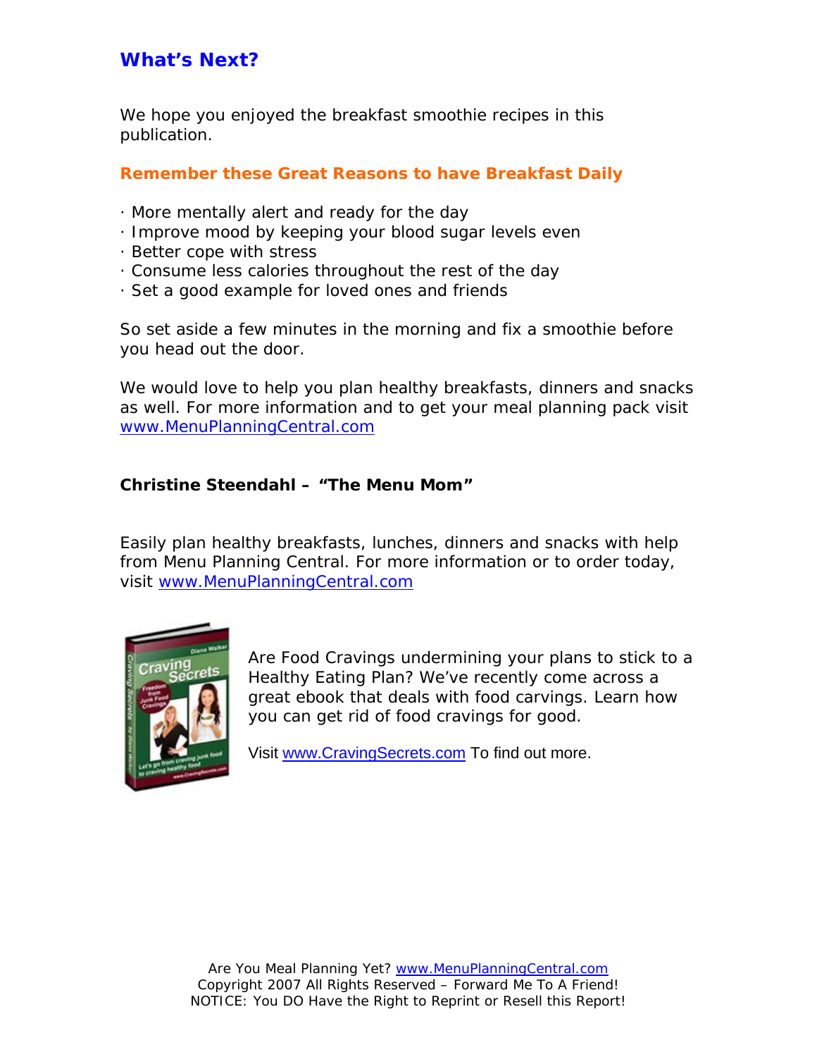## What's Next?

We hope you enjoyed the breakfast smoothie recipes in this publication.

### Remember these Great Reasons to have Breakfast Daily

· More mentally alert and ready for the day
· Improve mood by keeping your blood sugar levels even
· Better cope with stress
· Consume less calories throughout the rest of the day
· Set a good example for loved ones and friends

So set aside a few minutes in the morning and fix a smoothie before you head out the door.

We would love to help you plan healthy breakfasts, dinners and snacks as well. For more information and to get your meal planning pack visit www.MenuPlanningCentral.com

**Christine Steendahl – "The Menu Mom"**

Easily plan healthy breakfasts, lunches, dinners and snacks with help from Menu Planning Central. For more information or to order today, visit www.MenuPlanningCentral.com

Are Food Cravings undermining your plans to stick to a Healthy Eating Plan? We've recently come across a great ebook that deals with food carvings. Learn how you can get rid of food cravings for good.

Visit www.CravingSecrets.com To find out more.

Are You Meal Planning Yet? www.MenuPlanningCentral.com
Copyright 2007 All Rights Reserved – Forward Me To A Friend!
NOTICE: You DO Have the Right to Reprint or Resell this Report!